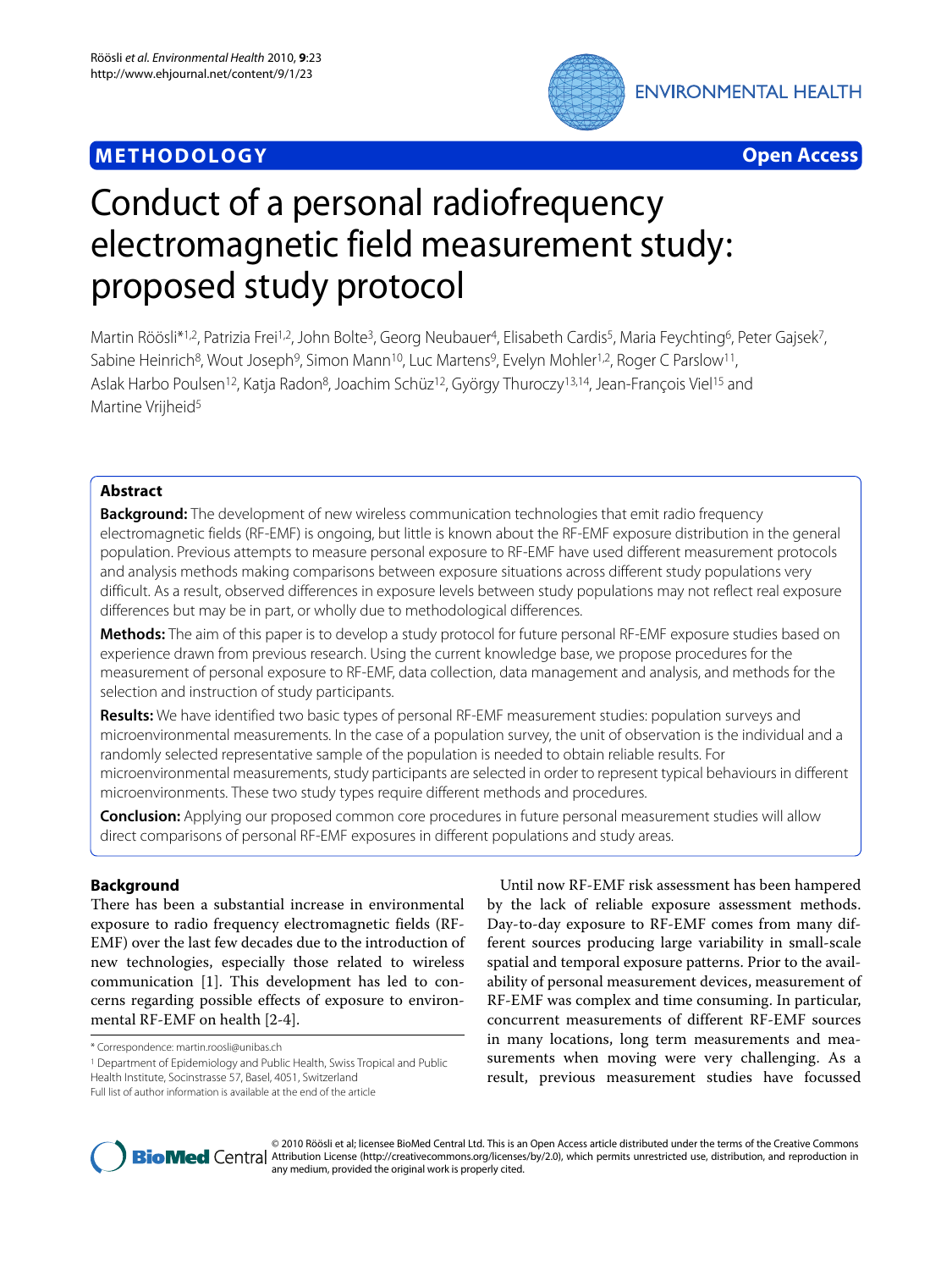METHODOLOGY

Open Access

# Conduct of a personal radiofrequency electromagnetic field measurement study: proposed study protocol

Martin Röösli*[1,2], Patrizia Frei[1,2], John Bolte[3], Georg Neubauer[4], Elisabeth Cardis[5], Maria Feychting[6], Peter Gajsek[7], Sabine Heinrich[8], Wout Joseph[9], Simon Mann[10], Luc Martens[9], Evelyn Mohler[1,2], Roger C Parslow[11], Aslak Harbo Poulsen[12], Katja Radon[8], Joachim Schüz[12], György Thuroczy[13,14], Jean-François Viel[15] and Martine Vrijheid[5]

## Abstract

**Background:** The development of new wireless communication technologies that emit radio frequency electromagnetic fields (RF-EMF) is ongoing, but little is known about the RF-EMF exposure distribution in the general population. Previous attempts to measure personal exposure to RF-EMF have used different measurement protocols and analysis methods making comparisons between exposure situations across different study populations very difficult. As a result, observed differences in exposure levels between study populations may not reflect real exposure differences but may be in part, or wholly due to methodological differences.

**Methods:** The aim of this paper is to develop a study protocol for future personal RF-EMF exposure studies based on experience drawn from previous research. Using the current knowledge base, we propose procedures for the measurement of personal exposure to RF-EMF, data collection, data management and analysis, and methods for the selection and instruction of study participants.

**Results:** We have identified two basic types of personal RF-EMF measurement studies: population surveys and microenvironmental measurements. In the case of a population survey, the unit of observation is the individual and a randomly selected representative sample of the population is needed to obtain reliable results. For microenvironmental measurements, study participants are selected in order to represent typical behaviours in different microenvironments. These two study types require different methods and procedures.

**Conclusion:** Applying our proposed common core procedures in future personal measurement studies will allow direct comparisons of personal RF-EMF exposures in different populations and study areas.

## Background

There has been a substantial increase in environmental exposure to radio frequency electromagnetic fields (RF-EMF) over the last few decades due to the introduction of new technologies, especially those related to wireless communication [1]. This development has led to concerns regarding possible effects of exposure to environmental RF-EMF on health [2-4].

Until now RF-EMF risk assessment has been hampered by the lack of reliable exposure assessment methods. Day-to-day exposure to RF-EMF comes from many different sources producing large variability in small-scale spatial and temporal exposure patterns. Prior to the availability of personal measurement devices, measurement of RF-EMF was complex and time consuming. In particular, concurrent measurements of different RF-EMF sources in many locations, long term measurements and measurements when moving were very challenging. As a result, previous measurement studies have focussed

* Correspondence: martin.roosli@unibas.ch

[1] Department of Epidemiology and Public Health, Swiss Tropical and Public Health Institute, Socinstrasse 57, Basel, 4051, Switzerland

Full list of author information is available at the end of the article

© 2010 Röösli et al; licensee BioMed Central Ltd. This is an Open Access article distributed under the terms of the Creative Commons Attribution License (http://creativecommons.org/licenses/by/2.0), which permits unrestricted use, distribution, and reproduction in any medium, provided the original work is properly cited.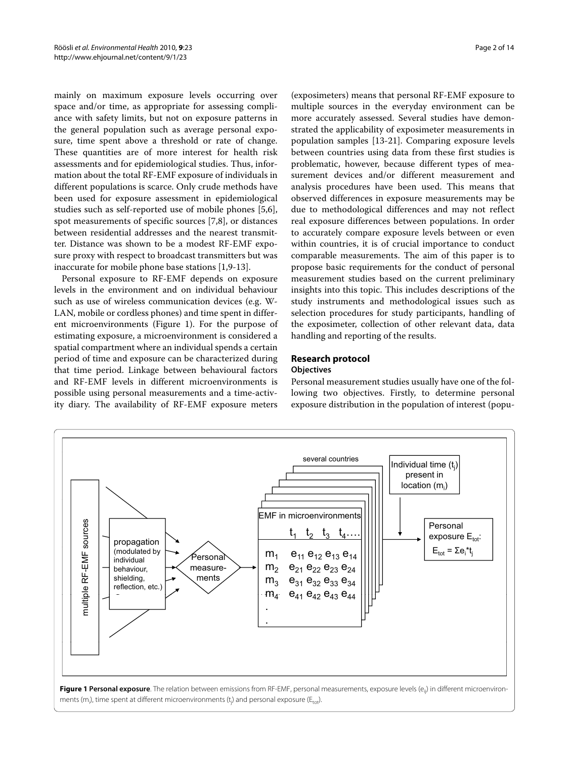mainly on maximum exposure levels occurring over space and/or time, as appropriate for assessing compliance with safety limits, but not on exposure patterns in the general population such as average personal exposure, time spent above a threshold or rate of change. These quantities are of more interest for health risk assessments and for epidemiological studies. Thus, information about the total RF-EMF exposure of individuals in different populations is scarce. Only crude methods have been used for exposure assessment in epidemiological studies such as self-reported use of mobile phones [5,6], spot measurements of specific sources [7,8], or distances between residential addresses and the nearest transmitter. Distance was shown to be a modest RF-EMF exposure proxy with respect to broadcast transmitters but was inaccurate for mobile phone base stations [1,9-13].

Personal exposure to RF-EMF depends on exposure levels in the environment and on individual behaviour such as use of wireless communication devices (e.g. W-LAN, mobile or cordless phones) and time spent in different microenvironments (Figure 1). For the purpose of estimating exposure, a microenvironment is considered a spatial compartment where an individual spends a certain period of time and exposure can be characterized during that time period. Linkage between behavioural factors and RF-EMF levels in different microenvironments is possible using personal measurements and a time-activity diary. The availability of RF-EMF exposure meters (exposimeters) means that personal RF-EMF exposure to multiple sources in the everyday environment can be more accurately assessed. Several studies have demonstrated the applicability of exposimeter measurements in population samples [13-21]. Comparing exposure levels between countries using data from these first studies is problematic, however, because different types of measurement devices and/or different measurement and analysis procedures have been used. This means that observed differences in exposure measurements may be due to methodological differences and may not reflect real exposure differences between populations. In order to accurately compare exposure levels between or even within countries, it is of crucial importance to conduct comparable measurements. The aim of this paper is to propose basic requirements for the conduct of personal measurement studies based on the current preliminary insights into this topic. This includes descriptions of the study instruments and methodological issues such as selection procedures for study participants, handling of the exposimeter, collection of other relevant data, data handling and reporting of the results.

## Research protocol

### Objectives

Personal measurement studies usually have one of the following two objectives. Firstly, to determine personal exposure distribution in the population of interest (popu-

**Figure 1 Personal exposure**. The relation between emissions from RF-EMF, personal measurements, exposure levels ($e_{ij}$) in different microenvironments ($m_i$), time spent at different microenvironments ($t_j$) and personal exposure ($E_{tot}$).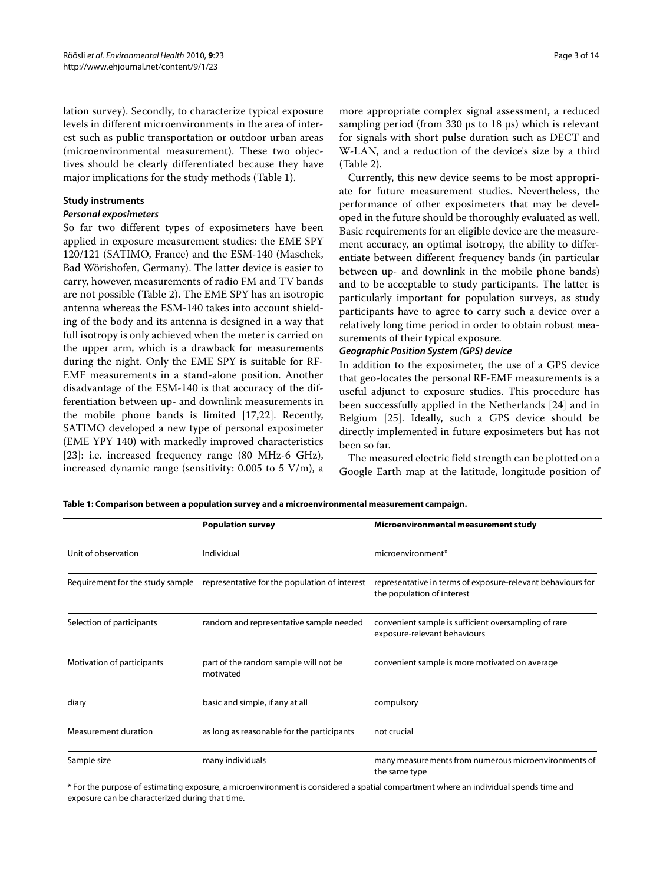lation survey). Secondly, to characterize typical exposure levels in different microenvironments in the area of interest such as public transportation or outdoor urban areas (microenvironmental measurement). These two objectives should be clearly differentiated because they have major implications for the study methods (Table 1).

### Study instruments

#### *Personal exposimeters*

So far two different types of exposimeters have been applied in exposure measurement studies: the EME SPY 120/121 (SATIMO, France) and the ESM-140 (Maschek, Bad Wörishofen, Germany). The latter device is easier to carry, however, measurements of radio FM and TV bands are not possible (Table 2). The EME SPY has an isotropic antenna whereas the ESM-140 takes into account shielding of the body and its antenna is designed in a way that full isotropy is only achieved when the meter is carried on the upper arm, which is a drawback for measurements during the night. Only the EME SPY is suitable for RF-EMF measurements in a stand-alone position. Another disadvantage of the ESM-140 is that accuracy of the differentiation between up- and downlink measurements in the mobile phone bands is limited [17,22]. Recently, SATIMO developed a new type of personal exposimeter (EME YPY 140) with markedly improved characteristics [23]: i.e. increased frequency range (80 MHz-6 GHz), increased dynamic range (sensitivity: 0.005 to 5 V/m), a more appropriate complex signal assessment, a reduced sampling period (from 330 μs to 18 μs) which is relevant for signals with short pulse duration such as DECT and W-LAN, and a reduction of the device's size by a third (Table 2).

Currently, this new device seems to be most appropriate for future measurement studies. Nevertheless, the performance of other exposimeters that may be developed in the future should be thoroughly evaluated as well. Basic requirements for an eligible device are the measurement accuracy, an optimal isotropy, the ability to differentiate between different frequency bands (in particular between up- and downlink in the mobile phone bands) and to be acceptable to study participants. The latter is particularly important for population surveys, as study participants have to agree to carry such a device over a relatively long time period in order to obtain robust measurements of their typical exposure.

#### *Geographic Position System (GPS) device*

In addition to the exposimeter, the use of a GPS device that geo-locates the personal RF-EMF measurements is a useful adjunct to exposure studies. This procedure has been successfully applied in the Netherlands [24] and in Belgium [25]. Ideally, such a GPS device should be directly implemented in future exposimeters but has not been so far.

The measured electric field strength can be plotted on a Google Earth map at the latitude, longitude position of

**Table 1: Comparison between a population survey and a microenvironmental measurement campaign.**

| | Population survey | Microenvironmental measurement study |
|---|---|---|
| Unit of observation | Individual | microenvironment* |
| Requirement for the study sample | representative for the population of interest | representative in terms of exposure-relevant behaviours for the population of interest |
| Selection of participants | random and representative sample needed | convenient sample is sufficient oversampling of rare exposure-relevant behaviours |
| Motivation of participants | part of the random sample will not be motivated | convenient sample is more motivated on average |
| diary | basic and simple, if any at all | compulsory |
| Measurement duration | as long as reasonable for the participants | not crucial |
| Sample size | many individuals | many measurements from numerous microenvironments of the same type |

\* For the purpose of estimating exposure, a microenvironment is considered a spatial compartment where an individual spends time and exposure can be characterized during that time.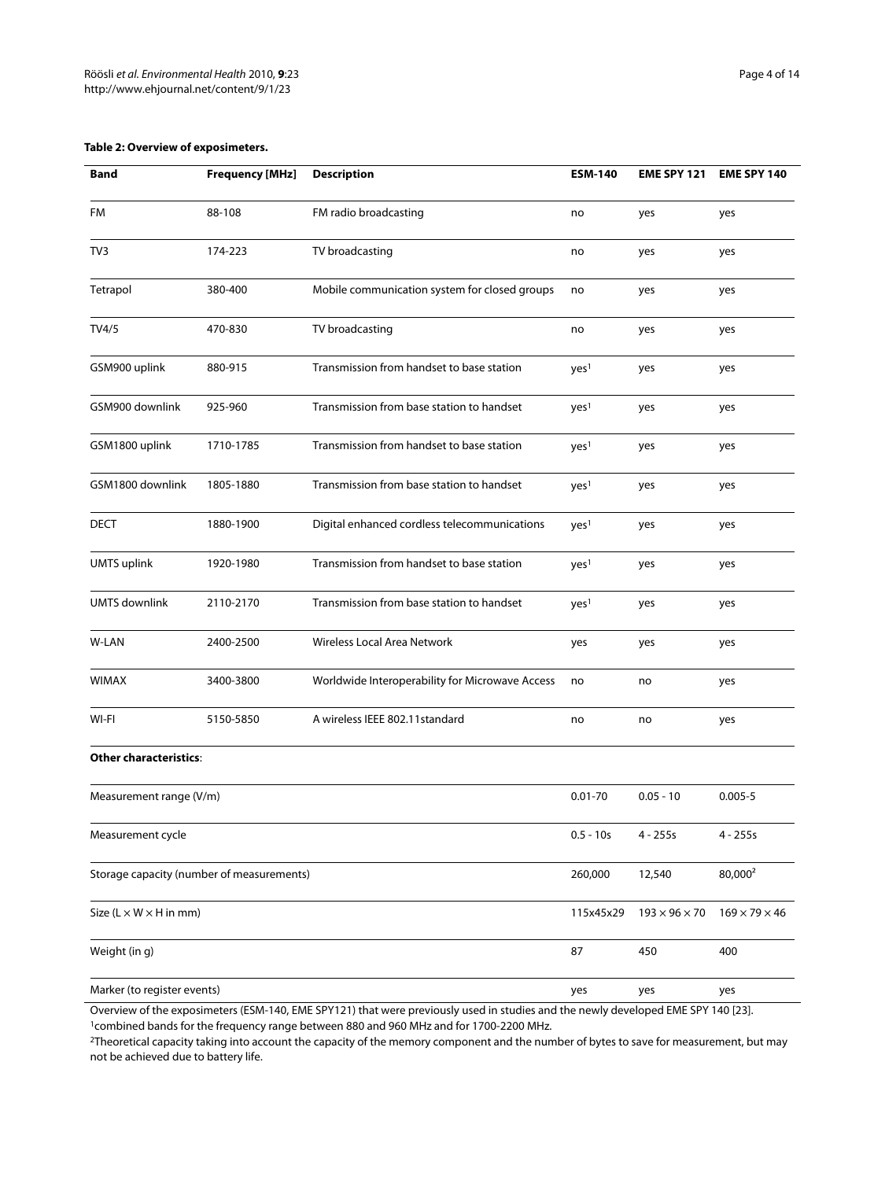**Table 2: Overview of exposimeters.**

| Band | Frequency [MHz] | Description | ESM-140 | EME SPY 121 | EME SPY 140 |
|---|---|---|---|---|---|
| FM | 88-108 | FM radio broadcasting | no | yes | yes |
| TV3 | 174-223 | TV broadcasting | no | yes | yes |
| Tetrapol | 380-400 | Mobile communication system for closed groups | no | yes | yes |
| TV4/5 | 470-830 | TV broadcasting | no | yes | yes |
| GSM900 uplink | 880-915 | Transmission from handset to base station | yes[1] | yes | yes |
| GSM900 downlink | 925-960 | Transmission from base station to handset | yes[1] | yes | yes |
| GSM1800 uplink | 1710-1785 | Transmission from handset to base station | yes[1] | yes | yes |
| GSM1800 downlink | 1805-1880 | Transmission from base station to handset | yes[1] | yes | yes |
| DECT | 1880-1900 | Digital enhanced cordless telecommunications | yes[1] | yes | yes |
| UMTS uplink | 1920-1980 | Transmission from handset to base station | yes[1] | yes | yes |
| UMTS downlink | 2110-2170 | Transmission from base station to handset | yes[1] | yes | yes |
| W-LAN | 2400-2500 | Wireless Local Area Network | yes | yes | yes |
| WIMAX | 3400-3800 | Worldwide Interoperability for Microwave Access | no | no | yes |
| WI-FI | 5150-5850 | A wireless IEEE 802.11standard | no | no | yes |
| **Other characteristics**: | | | | | |
| Measurement range (V/m) | | | 0.01-70 | 0.05 - 10 | 0.005-5 |
| Measurement cycle | | | 0.5 - 10s | 4 - 255s | 4 - 255s |
| Storage capacity (number of measurements) | | | 260,000 | 12,540 | 80,000[2] |
| Size (L × W × H in mm) | | | 115x45x29 | 193 × 96 × 70 | 169 × 79 × 46 |
| Weight (in g) | | | 87 | 450 | 400 |
| Marker (to register events) | | | yes | yes | yes |

Overview of the exposimeters (ESM-140, EME SPY121) that were previously used in studies and the newly developed EME SPY 140 [23].
[1]combined bands for the frequency range between 880 and 960 MHz and for 1700-2200 MHz.
[2]Theoretical capacity taking into account the capacity of the memory component and the number of bytes to save for measurement, but may not be achieved due to battery life.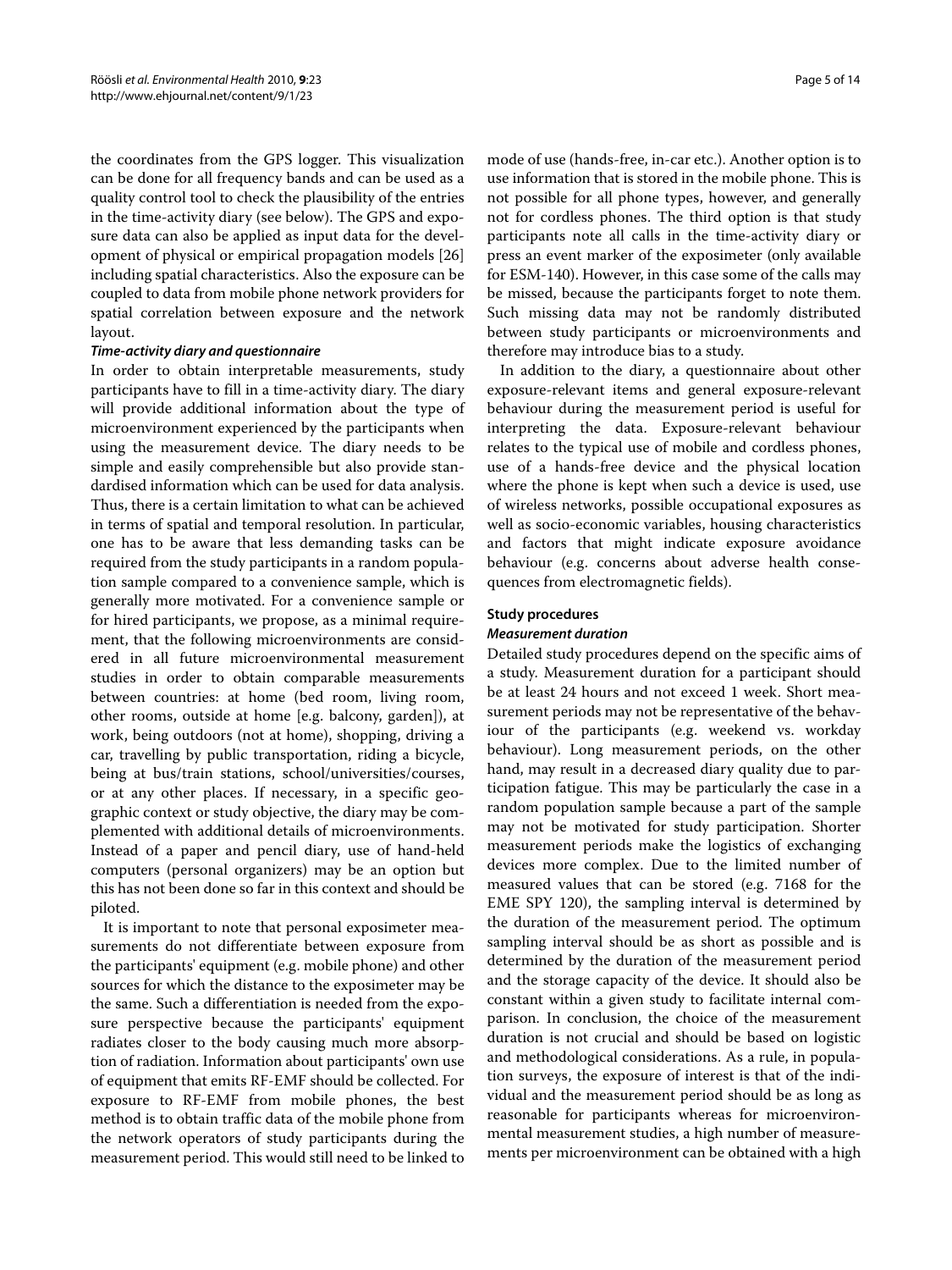the coordinates from the GPS logger. This visualization can be done for all frequency bands and can be used as a quality control tool to check the plausibility of the entries in the time-activity diary (see below). The GPS and exposure data can also be applied as input data for the development of physical or empirical propagation models [26] including spatial characteristics. Also the exposure can be coupled to data from mobile phone network providers for spatial correlation between exposure and the network layout.

#### *Time-activity diary and questionnaire*

In order to obtain interpretable measurements, study participants have to fill in a time-activity diary. The diary will provide additional information about the type of microenvironment experienced by the participants when using the measurement device. The diary needs to be simple and easily comprehensible but also provide standardised information which can be used for data analysis. Thus, there is a certain limitation to what can be achieved in terms of spatial and temporal resolution. In particular, one has to be aware that less demanding tasks can be required from the study participants in a random population sample compared to a convenience sample, which is generally more motivated. For a convenience sample or for hired participants, we propose, as a minimal requirement, that the following microenvironments are considered in all future microenvironmental measurement studies in order to obtain comparable measurements between countries: at home (bed room, living room, other rooms, outside at home [e.g. balcony, garden]), at work, being outdoors (not at home), shopping, driving a car, travelling by public transportation, riding a bicycle, being at bus/train stations, school/universities/courses, or at any other places. If necessary, in a specific geographic context or study objective, the diary may be complemented with additional details of microenvironments. Instead of a paper and pencil diary, use of hand-held computers (personal organizers) may be an option but this has not been done so far in this context and should be piloted.

It is important to note that personal exposimeter measurements do not differentiate between exposure from the participants' equipment (e.g. mobile phone) and other sources for which the distance to the exposimeter may be the same. Such a differentiation is needed from the exposure perspective because the participants' equipment radiates closer to the body causing much more absorption of radiation. Information about participants' own use of equipment that emits RF-EMF should be collected. For exposure to RF-EMF from mobile phones, the best method is to obtain traffic data of the mobile phone from the network operators of study participants during the measurement period. This would still need to be linked to mode of use (hands-free, in-car etc.). Another option is to use information that is stored in the mobile phone. This is not possible for all phone types, however, and generally not for cordless phones. The third option is that study participants note all calls in the time-activity diary or press an event marker of the exposimeter (only available for ESM-140). However, in this case some of the calls may be missed, because the participants forget to note them. Such missing data may not be randomly distributed between study participants or microenvironments and therefore may introduce bias to a study.

In addition to the diary, a questionnaire about other exposure-relevant items and general exposure-relevant behaviour during the measurement period is useful for interpreting the data. Exposure-relevant behaviour relates to the typical use of mobile and cordless phones, use of a hands-free device and the physical location where the phone is kept when such a device is used, use of wireless networks, possible occupational exposures as well as socio-economic variables, housing characteristics and factors that might indicate exposure avoidance behaviour (e.g. concerns about adverse health consequences from electromagnetic fields).

### Study procedures

#### *Measurement duration*

Detailed study procedures depend on the specific aims of a study. Measurement duration for a participant should be at least 24 hours and not exceed 1 week. Short measurement periods may not be representative of the behaviour of the participants (e.g. weekend vs. workday behaviour). Long measurement periods, on the other hand, may result in a decreased diary quality due to participation fatigue. This may be particularly the case in a random population sample because a part of the sample may not be motivated for study participation. Shorter measurement periods make the logistics of exchanging devices more complex. Due to the limited number of measured values that can be stored (e.g. 7168 for the EME SPY 120), the sampling interval is determined by the duration of the measurement period. The optimum sampling interval should be as short as possible and is determined by the duration of the measurement period and the storage capacity of the device. It should also be constant within a given study to facilitate internal comparison. In conclusion, the choice of the measurement duration is not crucial and should be based on logistic and methodological considerations. As a rule, in population surveys, the exposure of interest is that of the individual and the measurement period should be as long as reasonable for participants whereas for microenvironmental measurement studies, a high number of measurements per microenvironment can be obtained with a high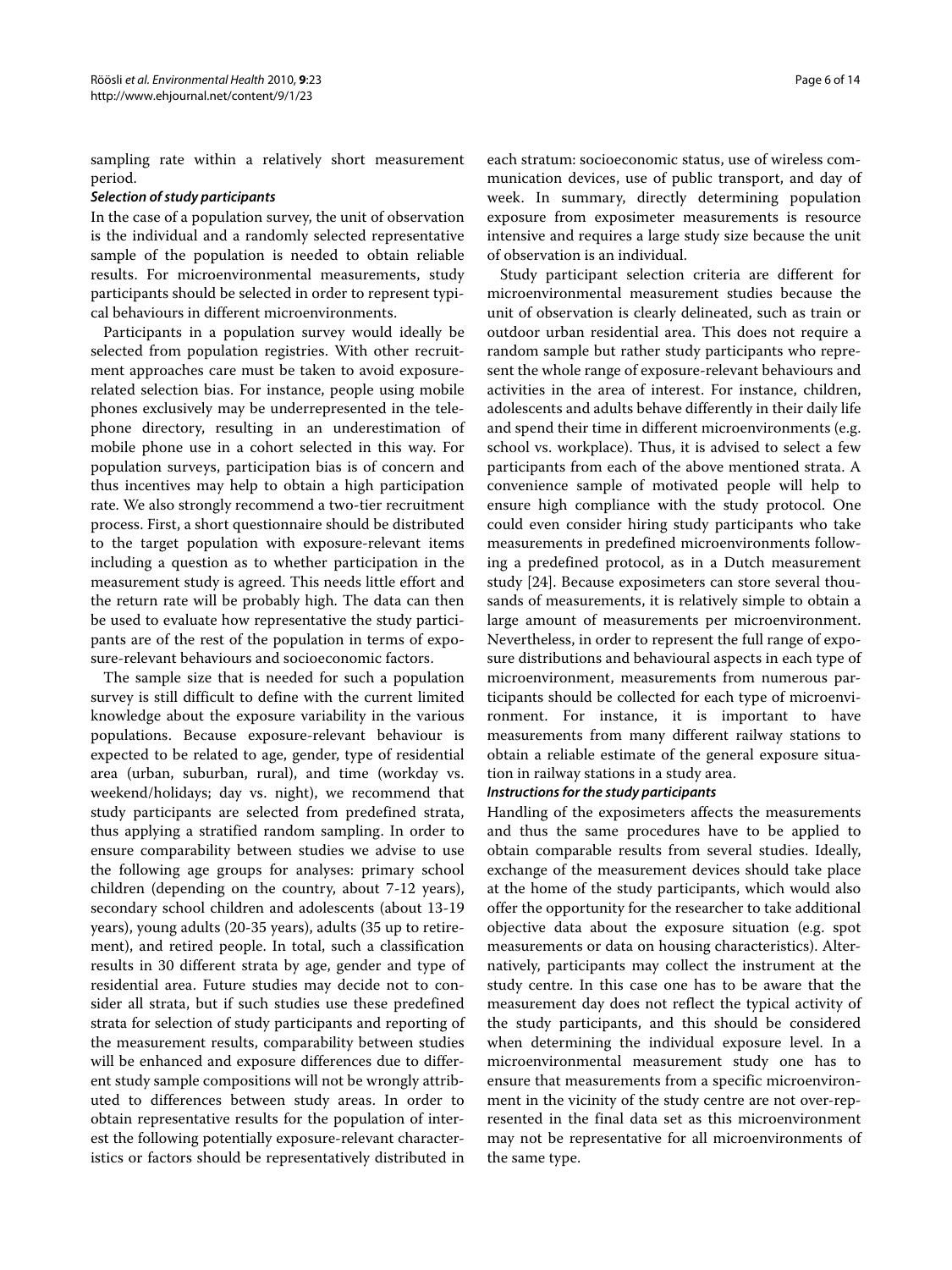sampling rate within a relatively short measurement period.

***Selection of study participants***

In the case of a population survey, the unit of observation is the individual and a randomly selected representative sample of the population is needed to obtain reliable results. For microenvironmental measurements, study participants should be selected in order to represent typical behaviours in different microenvironments.

Participants in a population survey would ideally be selected from population registries. With other recruitment approaches care must be taken to avoid exposure-related selection bias. For instance, people using mobile phones exclusively may be underrepresented in the telephone directory, resulting in an underestimation of mobile phone use in a cohort selected in this way. For population surveys, participation bias is of concern and thus incentives may help to obtain a high participation rate. We also strongly recommend a two-tier recruitment process. First, a short questionnaire should be distributed to the target population with exposure-relevant items including a question as to whether participation in the measurement study is agreed. This needs little effort and the return rate will be probably high. The data can then be used to evaluate how representative the study participants are of the rest of the population in terms of exposure-relevant behaviours and socioeconomic factors.

The sample size that is needed for such a population survey is still difficult to define with the current limited knowledge about the exposure variability in the various populations. Because exposure-relevant behaviour is expected to be related to age, gender, type of residential area (urban, suburban, rural), and time (workday vs. weekend/holidays; day vs. night), we recommend that study participants are selected from predefined strata, thus applying a stratified random sampling. In order to ensure comparability between studies we advise to use the following age groups for analyses: primary school children (depending on the country, about 7-12 years), secondary school children and adolescents (about 13-19 years), young adults (20-35 years), adults (35 up to retirement), and retired people. In total, such a classification results in 30 different strata by age, gender and type of residential area. Future studies may decide not to consider all strata, but if such studies use these predefined strata for selection of study participants and reporting of the measurement results, comparability between studies will be enhanced and exposure differences due to different study sample compositions will not be wrongly attributed to differences between study areas. In order to obtain representative results for the population of interest the following potentially exposure-relevant characteristics or factors should be representatively distributed in each stratum: socioeconomic status, use of wireless communication devices, use of public transport, and day of week. In summary, directly determining population exposure from exposimeter measurements is resource intensive and requires a large study size because the unit of observation is an individual.

Study participant selection criteria are different for microenvironmental measurement studies because the unit of observation is clearly delineated, such as train or outdoor urban residential area. This does not require a random sample but rather study participants who represent the whole range of exposure-relevant behaviours and activities in the area of interest. For instance, children, adolescents and adults behave differently in their daily life and spend their time in different microenvironments (e.g. school vs. workplace). Thus, it is advised to select a few participants from each of the above mentioned strata. A convenience sample of motivated people will help to ensure high compliance with the study protocol. One could even consider hiring study participants who take measurements in predefined microenvironments following a predefined protocol, as in a Dutch measurement study [24]. Because exposimeters can store several thousands of measurements, it is relatively simple to obtain a large amount of measurements per microenvironment. Nevertheless, in order to represent the full range of exposure distributions and behavioural aspects in each type of microenvironment, measurements from numerous participants should be collected for each type of microenvironment. For instance, it is important to have measurements from many different railway stations to obtain a reliable estimate of the general exposure situation in railway stations in a study area.

***Instructions for the study participants***

Handling of the exposimeters affects the measurements and thus the same procedures have to be applied to obtain comparable results from several studies. Ideally, exchange of the measurement devices should take place at the home of the study participants, which would also offer the opportunity for the researcher to take additional objective data about the exposure situation (e.g. spot measurements or data on housing characteristics). Alternatively, participants may collect the instrument at the study centre. In this case one has to be aware that the measurement day does not reflect the typical activity of the study participants, and this should be considered when determining the individual exposure level. In a microenvironmental measurement study one has to ensure that measurements from a specific microenvironment in the vicinity of the study centre are not over-represented in the final data set as this microenvironment may not be representative for all microenvironments of the same type.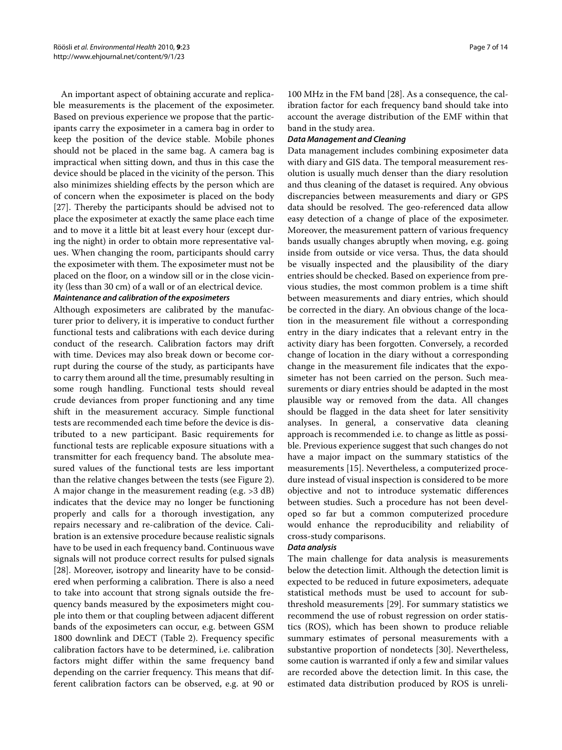An important aspect of obtaining accurate and replicable measurements is the placement of the exposimeter. Based on previous experience we propose that the participants carry the exposimeter in a camera bag in order to keep the position of the device stable. Mobile phones should not be placed in the same bag. A camera bag is impractical when sitting down, and thus in this case the device should be placed in the vicinity of the person. This also minimizes shielding effects by the person which are of concern when the exposimeter is placed on the body [27]. Thereby the participants should be advised not to place the exposimeter at exactly the same place each time and to move it a little bit at least every hour (except during the night) in order to obtain more representative values. When changing the room, participants should carry the exposimeter with them. The exposimeter must not be placed on the floor, on a window sill or in the close vicinity (less than 30 cm) of a wall or of an electrical device.

#### *Maintenance and calibration of the exposimeters*

Although exposimeters are calibrated by the manufacturer prior to delivery, it is imperative to conduct further functional tests and calibrations with each device during conduct of the research. Calibration factors may drift with time. Devices may also break down or become corrupt during the course of the study, as participants have to carry them around all the time, presumably resulting in some rough handling. Functional tests should reveal crude deviances from proper functioning and any time shift in the measurement accuracy. Simple functional tests are recommended each time before the device is distributed to a new participant. Basic requirements for functional tests are replicable exposure situations with a transmitter for each frequency band. The absolute measured values of the functional tests are less important than the relative changes between the tests (see Figure 2). A major change in the measurement reading (e.g. >3 dB) indicates that the device may no longer be functioning properly and calls for a thorough investigation, any repairs necessary and re-calibration of the device. Calibration is an extensive procedure because realistic signals have to be used in each frequency band. Continuous wave signals will not produce correct results for pulsed signals [28]. Moreover, isotropy and linearity have to be considered when performing a calibration. There is also a need to take into account that strong signals outside the frequency bands measured by the exposimeters might couple into them or that coupling between adjacent different bands of the exposimeters can occur, e.g. between GSM 1800 downlink and DECT (Table 2). Frequency specific calibration factors have to be determined, i.e. calibration factors might differ within the same frequency band depending on the carrier frequency. This means that different calibration factors can be observed, e.g. at 90 or 100 MHz in the FM band [28]. As a consequence, the calibration factor for each frequency band should take into account the average distribution of the EMF within that band in the study area.

#### *Data Management and Cleaning*

Data management includes combining exposimeter data with diary and GIS data. The temporal measurement resolution is usually much denser than the diary resolution and thus cleaning of the dataset is required. Any obvious discrepancies between measurements and diary or GPS data should be resolved. The geo-referenced data allow easy detection of a change of place of the exposimeter. Moreover, the measurement pattern of various frequency bands usually changes abruptly when moving, e.g. going inside from outside or vice versa. Thus, the data should be visually inspected and the plausibility of the diary entries should be checked. Based on experience from previous studies, the most common problem is a time shift between measurements and diary entries, which should be corrected in the diary. An obvious change of the location in the measurement file without a corresponding entry in the diary indicates that a relevant entry in the activity diary has been forgotten. Conversely, a recorded change of location in the diary without a corresponding change in the measurement file indicates that the exposimeter has not been carried on the person. Such measurements or diary entries should be adapted in the most plausible way or removed from the data. All changes should be flagged in the data sheet for later sensitivity analyses. In general, a conservative data cleaning approach is recommended i.e. to change as little as possible. Previous experience suggest that such changes do not have a major impact on the summary statistics of the measurements [15]. Nevertheless, a computerized procedure instead of visual inspection is considered to be more objective and not to introduce systematic differences between studies. Such a procedure has not been developed so far but a common computerized procedure would enhance the reproducibility and reliability of cross-study comparisons.

#### *Data analysis*

The main challenge for data analysis is measurements below the detection limit. Although the detection limit is expected to be reduced in future exposimeters, adequate statistical methods must be used to account for subthreshold measurements [29]. For summary statistics we recommend the use of robust regression on order statistics (ROS), which has been shown to produce reliable summary estimates of personal measurements with a substantive proportion of nondetects [30]. Nevertheless, some caution is warranted if only a few and similar values are recorded above the detection limit. In this case, the estimated data distribution produced by ROS is unreli-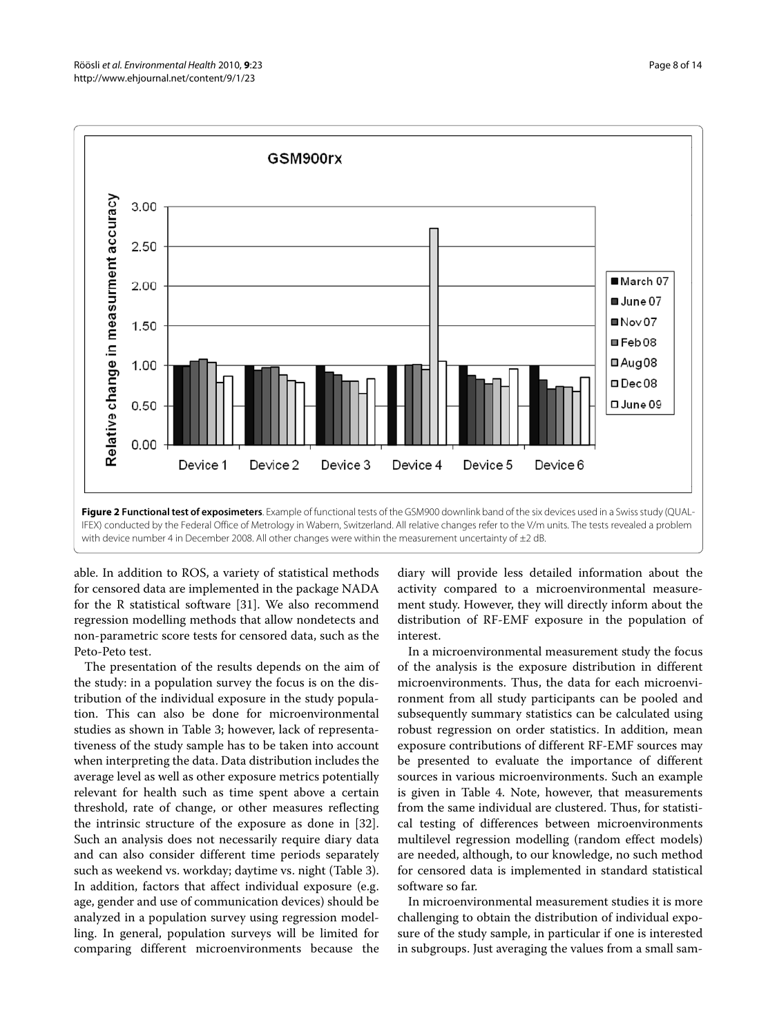GSM900rx

Relative change in measurement accuracy

3.00
2.50
2.00
1.50
1.00
0.50
0.00

Device 1
Device 2
Device 3
Device 4
Device 5
Device 6

March 07
June 07
Nov 07
Feb 08
Aug 08
Dec 08
June 09

**Figure 2 Functional test of exposimeters**. Example of functional tests of the GSM900 downlink band of the six devices used in a Swiss study (QUALIFEX) conducted by the Federal Office of Metrology in Wabern, Switzerland. All relative changes refer to the V/m units. The tests revealed a problem with device number 4 in December 2008. All other changes were within the measurement uncertainty of ±2 dB.

able. In addition to ROS, a variety of statistical methods for censored data are implemented in the package NADA for the R statistical software [31]. We also recommend regression modelling methods that allow nondetects and non-parametric score tests for censored data, such as the Peto-Peto test.

The presentation of the results depends on the aim of the study: in a population survey the focus is on the distribution of the individual exposure in the study population. This can also be done for microenvironmental studies as shown in Table 3; however, lack of representativeness of the study sample has to be taken into account when interpreting the data. Data distribution includes the average level as well as other exposure metrics potentially relevant for health such as time spent above a certain threshold, rate of change, or other measures reflecting the intrinsic structure of the exposure as done in [32]. Such an analysis does not necessarily require diary data and can also consider different time periods separately such as weekend vs. workday; daytime vs. night (Table 3). In addition, factors that affect individual exposure (e.g. age, gender and use of communication devices) should be analyzed in a population survey using regression modelling. In general, population surveys will be limited for comparing different microenvironments because the diary will provide less detailed information about the activity compared to a microenvironmental measurement study. However, they will directly inform about the distribution of RF-EMF exposure in the population of interest.

In a microenvironmental measurement study the focus of the analysis is the exposure distribution in different microenvironments. Thus, the data for each microenvironment from all study participants can be pooled and subsequently summary statistics can be calculated using robust regression on order statistics. In addition, mean exposure contributions of different RF-EMF sources may be presented to evaluate the importance of different sources in various microenvironments. Such an example is given in Table 4. Note, however, that measurements from the same individual are clustered. Thus, for statistical testing of differences between microenvironments multilevel regression modelling (random effect models) are needed, although, to our knowledge, no such method for censored data is implemented in standard statistical software so far.

In microenvironmental measurement studies it is more challenging to obtain the distribution of individual exposure of the study sample, in particular if one is interested in subgroups. Just averaging the values from a small sam-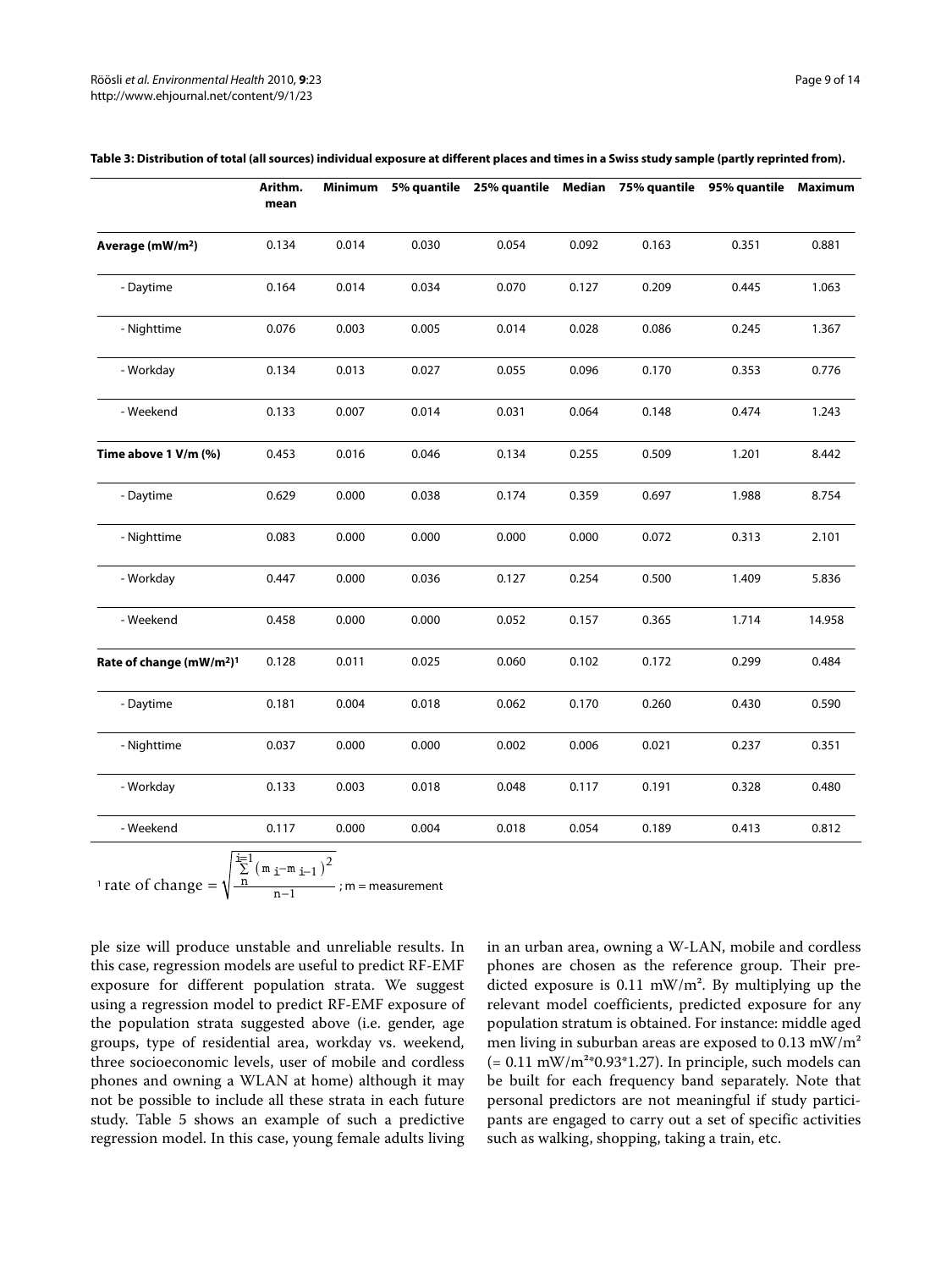**Table 3: Distribution of total (all sources) individual exposure at different places and times in a Swiss study sample (partly reprinted from).**

| | Arithm. mean | Minimum | 5% quantile | 25% quantile | Median | 75% quantile | 95% quantile | Maximum |
|---|---|---|---|---|---|---|---|---|
| **Average (mW/m²)** | 0.134 | 0.014 | 0.030 | 0.054 | 0.092 | 0.163 | 0.351 | 0.881 |
| - Daytime | 0.164 | 0.014 | 0.034 | 0.070 | 0.127 | 0.209 | 0.445 | 1.063 |
| - Nighttime | 0.076 | 0.003 | 0.005 | 0.014 | 0.028 | 0.086 | 0.245 | 1.367 |
| - Workday | 0.134 | 0.013 | 0.027 | 0.055 | 0.096 | 0.170 | 0.353 | 0.776 |
| - Weekend | 0.133 | 0.007 | 0.014 | 0.031 | 0.064 | 0.148 | 0.474 | 1.243 |
| **Time above 1 V/m (%)** | 0.453 | 0.016 | 0.046 | 0.134 | 0.255 | 0.509 | 1.201 | 8.442 |
| - Daytime | 0.629 | 0.000 | 0.038 | 0.174 | 0.359 | 0.697 | 1.988 | 8.754 |
| - Nighttime | 0.083 | 0.000 | 0.000 | 0.000 | 0.000 | 0.072 | 0.313 | 2.101 |
| - Workday | 0.447 | 0.000 | 0.036 | 0.127 | 0.254 | 0.500 | 1.409 | 5.836 |
| - Weekend | 0.458 | 0.000 | 0.000 | 0.052 | 0.157 | 0.365 | 1.714 | 14.958 |
| **Rate of change (mW/m²)[1]** | 0.128 | 0.011 | 0.025 | 0.060 | 0.102 | 0.172 | 0.299 | 0.484 |
| - Daytime | 0.181 | 0.004 | 0.018 | 0.062 | 0.170 | 0.260 | 0.430 | 0.590 |
| - Nighttime | 0.037 | 0.000 | 0.000 | 0.002 | 0.006 | 0.021 | 0.237 | 0.351 |
| - Workday | 0.133 | 0.003 | 0.018 | 0.048 | 0.117 | 0.191 | 0.328 | 0.480 |
| - Weekend | 0.117 | 0.000 | 0.004 | 0.018 | 0.054 | 0.189 | 0.413 | 0.812 |

[1] rate of change $= \sqrt{\frac{\sum_{n}^{i=1} (m_i - m_{i-1})^2}{n-1}}$ ; m = measurement

ple size will produce unstable and unreliable results. In this case, regression models are useful to predict RF-EMF exposure for different population strata. We suggest using a regression model to predict RF-EMF exposure of the population strata suggested above (i.e. gender, age groups, type of residential area, workday vs. weekend, three socioeconomic levels, user of mobile and cordless phones and owning a WLAN at home) although it may not be possible to include all these strata in each future study. Table 5 shows an example of such a predictive regression model. In this case, young female adults living in an urban area, owning a W-LAN, mobile and cordless phones are chosen as the reference group. Their predicted exposure is 0.11 mW/m². By multiplying up the relevant model coefficients, predicted exposure for any population stratum is obtained. For instance: middle aged men living in suburban areas are exposed to 0.13 mW/m² (= 0.11 mW/m²*0.93*1.27). In principle, such models can be built for each frequency band separately. Note that personal predictors are not meaningful if study participants are engaged to carry out a set of specific activities such as walking, shopping, taking a train, etc.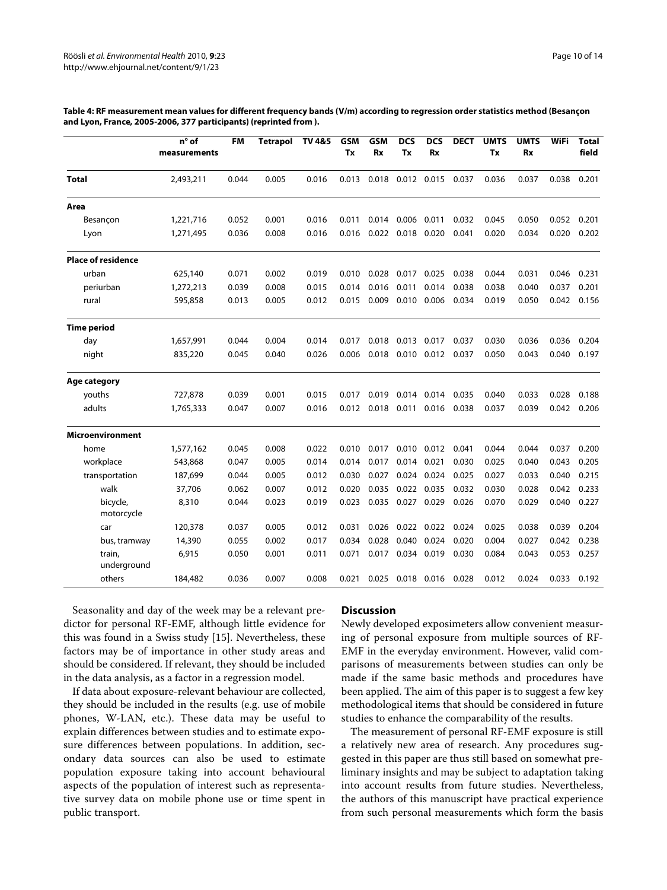**Table 4: RF measurement mean values for different frequency bands (V/m) according to regression order statistics method (Besançon and Lyon, France, 2005-2006, 377 participants) (reprinted from ).**

| | n° of measurements | FM | Tetrapol | TV 4&5 | GSM Tx | GSM Rx | DCS Tx | DCS Rx | DECT | UMTS Tx | UMTS Rx | WiFi | Total field |
|---|---|---|---|---|---|---|---|---|---|---|---|---|---|
| **Total** | 2,493,211 | 0.044 | 0.005 | 0.016 | 0.013 | 0.018 | 0.012 | 0.015 | 0.037 | 0.036 | 0.037 | 0.038 | 0.201 |
| **Area** | | | | | | | | | | | | | |
| Besançon | 1,221,716 | 0.052 | 0.001 | 0.016 | 0.011 | 0.014 | 0.006 | 0.011 | 0.032 | 0.045 | 0.050 | 0.052 | 0.201 |
| Lyon | 1,271,495 | 0.036 | 0.008 | 0.016 | 0.016 | 0.022 | 0.018 | 0.020 | 0.041 | 0.020 | 0.034 | 0.020 | 0.202 |
| **Place of residence** | | | | | | | | | | | | | |
| urban | 625,140 | 0.071 | 0.002 | 0.019 | 0.010 | 0.028 | 0.017 | 0.025 | 0.038 | 0.044 | 0.031 | 0.046 | 0.231 |
| periurban | 1,272,213 | 0.039 | 0.008 | 0.015 | 0.014 | 0.016 | 0.011 | 0.014 | 0.038 | 0.038 | 0.040 | 0.037 | 0.201 |
| rural | 595,858 | 0.013 | 0.005 | 0.012 | 0.015 | 0.009 | 0.010 | 0.006 | 0.034 | 0.019 | 0.050 | 0.042 | 0.156 |
| **Time period** | | | | | | | | | | | | | |
| day | 1,657,991 | 0.044 | 0.004 | 0.014 | 0.017 | 0.018 | 0.013 | 0.017 | 0.037 | 0.030 | 0.036 | 0.036 | 0.204 |
| night | 835,220 | 0.045 | 0.040 | 0.026 | 0.006 | 0.018 | 0.010 | 0.012 | 0.037 | 0.050 | 0.043 | 0.040 | 0.197 |
| **Age category** | | | | | | | | | | | | | |
| youths | 727,878 | 0.039 | 0.001 | 0.015 | 0.017 | 0.019 | 0.014 | 0.014 | 0.035 | 0.040 | 0.033 | 0.028 | 0.188 |
| adults | 1,765,333 | 0.047 | 0.007 | 0.016 | 0.012 | 0.018 | 0.011 | 0.016 | 0.038 | 0.037 | 0.039 | 0.042 | 0.206 |
| **Microenvironment** | | | | | | | | | | | | | |
| home | 1,577,162 | 0.045 | 0.008 | 0.022 | 0.010 | 0.017 | 0.010 | 0.012 | 0.041 | 0.044 | 0.044 | 0.037 | 0.200 |
| workplace | 543,868 | 0.047 | 0.005 | 0.014 | 0.014 | 0.017 | 0.014 | 0.021 | 0.030 | 0.025 | 0.040 | 0.043 | 0.205 |
| transportation | 187,699 | 0.044 | 0.005 | 0.012 | 0.030 | 0.027 | 0.024 | 0.024 | 0.025 | 0.027 | 0.033 | 0.040 | 0.215 |
| walk | 37,706 | 0.062 | 0.007 | 0.012 | 0.020 | 0.035 | 0.022 | 0.035 | 0.032 | 0.030 | 0.028 | 0.042 | 0.233 |
| bicycle, motorcycle | 8,310 | 0.044 | 0.023 | 0.019 | 0.023 | 0.035 | 0.027 | 0.029 | 0.026 | 0.070 | 0.029 | 0.040 | 0.227 |
| car | 120,378 | 0.037 | 0.005 | 0.012 | 0.031 | 0.026 | 0.022 | 0.022 | 0.024 | 0.025 | 0.038 | 0.039 | 0.204 |
| bus, tramway | 14,390 | 0.055 | 0.002 | 0.017 | 0.034 | 0.028 | 0.040 | 0.024 | 0.020 | 0.004 | 0.027 | 0.042 | 0.238 |
| train, underground | 6,915 | 0.050 | 0.001 | 0.011 | 0.071 | 0.017 | 0.034 | 0.019 | 0.030 | 0.084 | 0.043 | 0.053 | 0.257 |
| others | 184,482 | 0.036 | 0.007 | 0.008 | 0.021 | 0.025 | 0.018 | 0.016 | 0.028 | 0.012 | 0.024 | 0.033 | 0.192 |

Seasonality and day of the week may be a relevant predictor for personal RF-EMF, although little evidence for this was found in a Swiss study [15]. Nevertheless, these factors may be of importance in other study areas and should be considered. If relevant, they should be included in the data analysis, as a factor in a regression model.

If data about exposure-relevant behaviour are collected, they should be included in the results (e.g. use of mobile phones, W-LAN, etc.). These data may be useful to explain differences between studies and to estimate exposure differences between populations. In addition, secondary data sources can also be used to estimate population exposure taking into account behavioural aspects of the population of interest such as representative survey data on mobile phone use or time spent in public transport.

## Discussion

Newly developed exposimeters allow convenient measuring of personal exposure from multiple sources of RF-EMF in the everyday environment. However, valid comparisons of measurements between studies can only be made if the same basic methods and procedures have been applied. The aim of this paper is to suggest a few key methodological items that should be considered in future studies to enhance the comparability of the results.

The measurement of personal RF-EMF exposure is still a relatively new area of research. Any procedures suggested in this paper are thus still based on somewhat preliminary insights and may be subject to adaptation taking into account results from future studies. Nevertheless, the authors of this manuscript have practical experience from such personal measurements which form the basis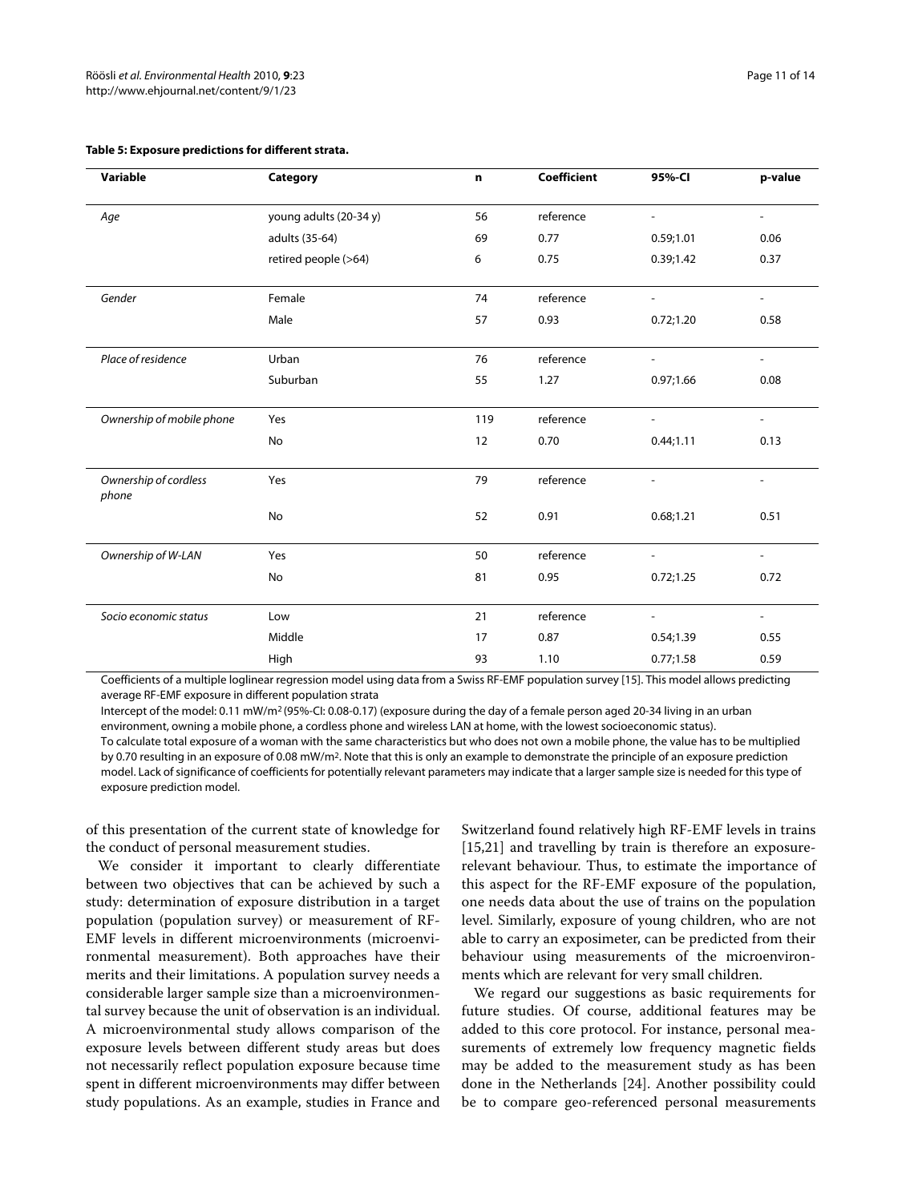**Table 5: Exposure predictions for different strata.**

| Variable | Category | n | Coefficient | 95%-CI | p-value |
| --- | --- | --- | --- | --- | --- |
| *Age* | young adults (20-34 y) | 56 | reference | - | - |
| | adults (35-64) | 69 | 0.77 | 0.59;1.01 | 0.06 |
| | retired people (>64) | 6 | 0.75 | 0.39;1.42 | 0.37 |
| *Gender* | Female | 74 | reference | - | - |
| | Male | 57 | 0.93 | 0.72;1.20 | 0.58 |
| *Place of residence* | Urban | 76 | reference | - | - |
| | Suburban | 55 | 1.27 | 0.97;1.66 | 0.08 |
| *Ownership of mobile phone* | Yes | 119 | reference | - | - |
| | No | 12 | 0.70 | 0.44;1.11 | 0.13 |
| *Ownership of cordless phone* | Yes | 79 | reference | - | - |
| | No | 52 | 0.91 | 0.68;1.21 | 0.51 |
| *Ownership of W-LAN* | Yes | 50 | reference | - | - |
| | No | 81 | 0.95 | 0.72;1.25 | 0.72 |
| *Socio economic status* | Low | 21 | reference | - | - |
| | Middle | 17 | 0.87 | 0.54;1.39 | 0.55 |
| | High | 93 | 1.10 | 0.77;1.58 | 0.59 |

Coefficients of a multiple loglinear regression model using data from a Swiss RF-EMF population survey [15]. This model allows predicting average RF-EMF exposure in different population strata

Intercept of the model: 0.11 mW/m$^2$ (95%-CI: 0.08-0.17) (exposure during the day of a female person aged 20-34 living in an urban environment, owning a mobile phone, a cordless phone and wireless LAN at home, with the lowest socioeconomic status).

To calculate total exposure of a woman with the same characteristics but who does not own a mobile phone, the value has to be multiplied by 0.70 resulting in an exposure of 0.08 mW/m$^2$. Note that this is only an example to demonstrate the principle of an exposure prediction model. Lack of significance of coefficients for potentially relevant parameters may indicate that a larger sample size is needed for this type of exposure prediction model.

of this presentation of the current state of knowledge for the conduct of personal measurement studies.

We consider it important to clearly differentiate between two objectives that can be achieved by such a study: determination of exposure distribution in a target population (population survey) or measurement of RF-EMF levels in different microenvironments (microenvironmental measurement). Both approaches have their merits and their limitations. A population survey needs a considerable larger sample size than a microenvironmental survey because the unit of observation is an individual. A microenvironmental study allows comparison of the exposure levels between different study areas but does not necessarily reflect population exposure because time spent in different microenvironments may differ between study populations. As an example, studies in France and Switzerland found relatively high RF-EMF levels in trains [15,21] and travelling by train is therefore an exposure-relevant behaviour. Thus, to estimate the importance of this aspect for the RF-EMF exposure of the population, one needs data about the use of trains on the population level. Similarly, exposure of young children, who are not able to carry an exposimeter, can be predicted from their behaviour using measurements of the microenvironments which are relevant for very small children.

We regard our suggestions as basic requirements for future studies. Of course, additional features may be added to this core protocol. For instance, personal measurements of extremely low frequency magnetic fields may be added to the measurement study as has been done in the Netherlands [24]. Another possibility could be to compare geo-referenced personal measurements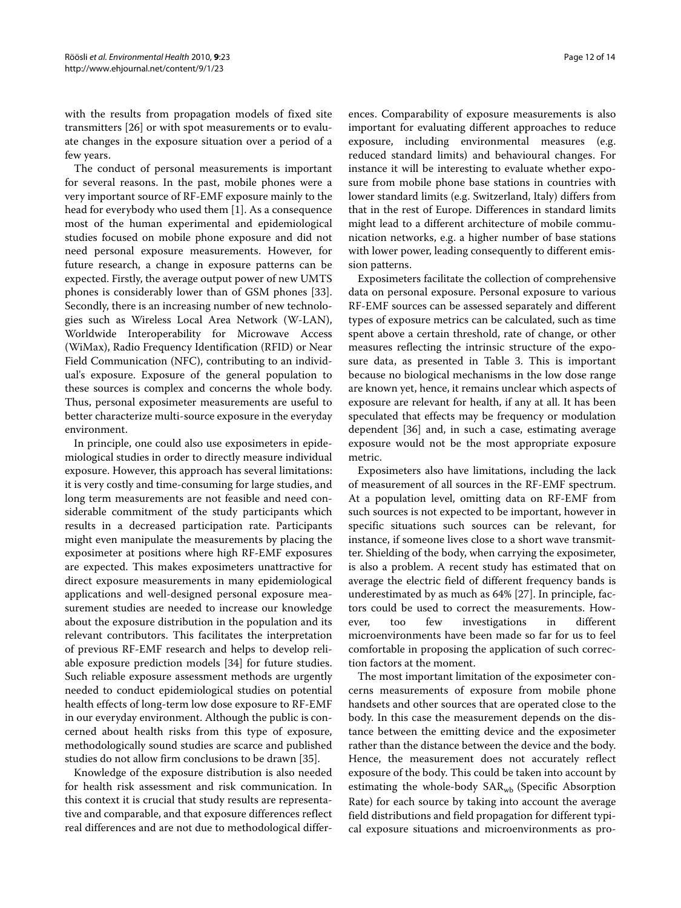with the results from propagation models of fixed site transmitters [26] or with spot measurements or to evaluate changes in the exposure situation over a period of a few years.

The conduct of personal measurements is important for several reasons. In the past, mobile phones were a very important source of RF-EMF exposure mainly to the head for everybody who used them [1]. As a consequence most of the human experimental and epidemiological studies focused on mobile phone exposure and did not need personal exposure measurements. However, for future research, a change in exposure patterns can be expected. Firstly, the average output power of new UMTS phones is considerably lower than of GSM phones [33]. Secondly, there is an increasing number of new technologies such as Wireless Local Area Network (W-LAN), Worldwide Interoperability for Microwave Access (WiMax), Radio Frequency Identification (RFID) or Near Field Communication (NFC), contributing to an individual's exposure. Exposure of the general population to these sources is complex and concerns the whole body. Thus, personal exposimeter measurements are useful to better characterize multi-source exposure in the everyday environment.

In principle, one could also use exposimeters in epidemiological studies in order to directly measure individual exposure. However, this approach has several limitations: it is very costly and time-consuming for large studies, and long term measurements are not feasible and need considerable commitment of the study participants which results in a decreased participation rate. Participants might even manipulate the measurements by placing the exposimeter at positions where high RF-EMF exposures are expected. This makes exposimeters unattractive for direct exposure measurements in many epidemiological applications and well-designed personal exposure measurement studies are needed to increase our knowledge about the exposure distribution in the population and its relevant contributors. This facilitates the interpretation of previous RF-EMF research and helps to develop reliable exposure prediction models [34] for future studies. Such reliable exposure assessment methods are urgently needed to conduct epidemiological studies on potential health effects of long-term low dose exposure to RF-EMF in our everyday environment. Although the public is concerned about health risks from this type of exposure, methodologically sound studies are scarce and published studies do not allow firm conclusions to be drawn [35].

Knowledge of the exposure distribution is also needed for health risk assessment and risk communication. In this context it is crucial that study results are representative and comparable, and that exposure differences reflect real differences and are not due to methodological differences. Comparability of exposure measurements is also important for evaluating different approaches to reduce exposure, including environmental measures (e.g. reduced standard limits) and behavioural changes. For instance it will be interesting to evaluate whether exposure from mobile phone base stations in countries with lower standard limits (e.g. Switzerland, Italy) differs from that in the rest of Europe. Differences in standard limits might lead to a different architecture of mobile communication networks, e.g. a higher number of base stations with lower power, leading consequently to different emission patterns.

Exposimeters facilitate the collection of comprehensive data on personal exposure. Personal exposure to various RF-EMF sources can be assessed separately and different types of exposure metrics can be calculated, such as time spent above a certain threshold, rate of change, or other measures reflecting the intrinsic structure of the exposure data, as presented in Table 3. This is important because no biological mechanisms in the low dose range are known yet, hence, it remains unclear which aspects of exposure are relevant for health, if any at all. It has been speculated that effects may be frequency or modulation dependent [36] and, in such a case, estimating average exposure would not be the most appropriate exposure metric.

Exposimeters also have limitations, including the lack of measurement of all sources in the RF-EMF spectrum. At a population level, omitting data on RF-EMF from such sources is not expected to be important, however in specific situations such sources can be relevant, for instance, if someone lives close to a short wave transmitter. Shielding of the body, when carrying the exposimeter, is also a problem. A recent study has estimated that on average the electric field of different frequency bands is underestimated by as much as 64% [27]. In principle, factors could be used to correct the measurements. However, too few investigations in different microenvironments have been made so far for us to feel comfortable in proposing the application of such correction factors at the moment.

The most important limitation of the exposimeter concerns measurements of exposure from mobile phone handsets and other sources that are operated close to the body. In this case the measurement depends on the distance between the emitting device and the exposimeter rather than the distance between the device and the body. Hence, the measurement does not accurately reflect exposure of the body. This could be taken into account by estimating the whole-body $SAR_{wb}$ (Specific Absorption Rate) for each source by taking into account the average field distributions and field propagation for different typical exposure situations and microenvironments as pro-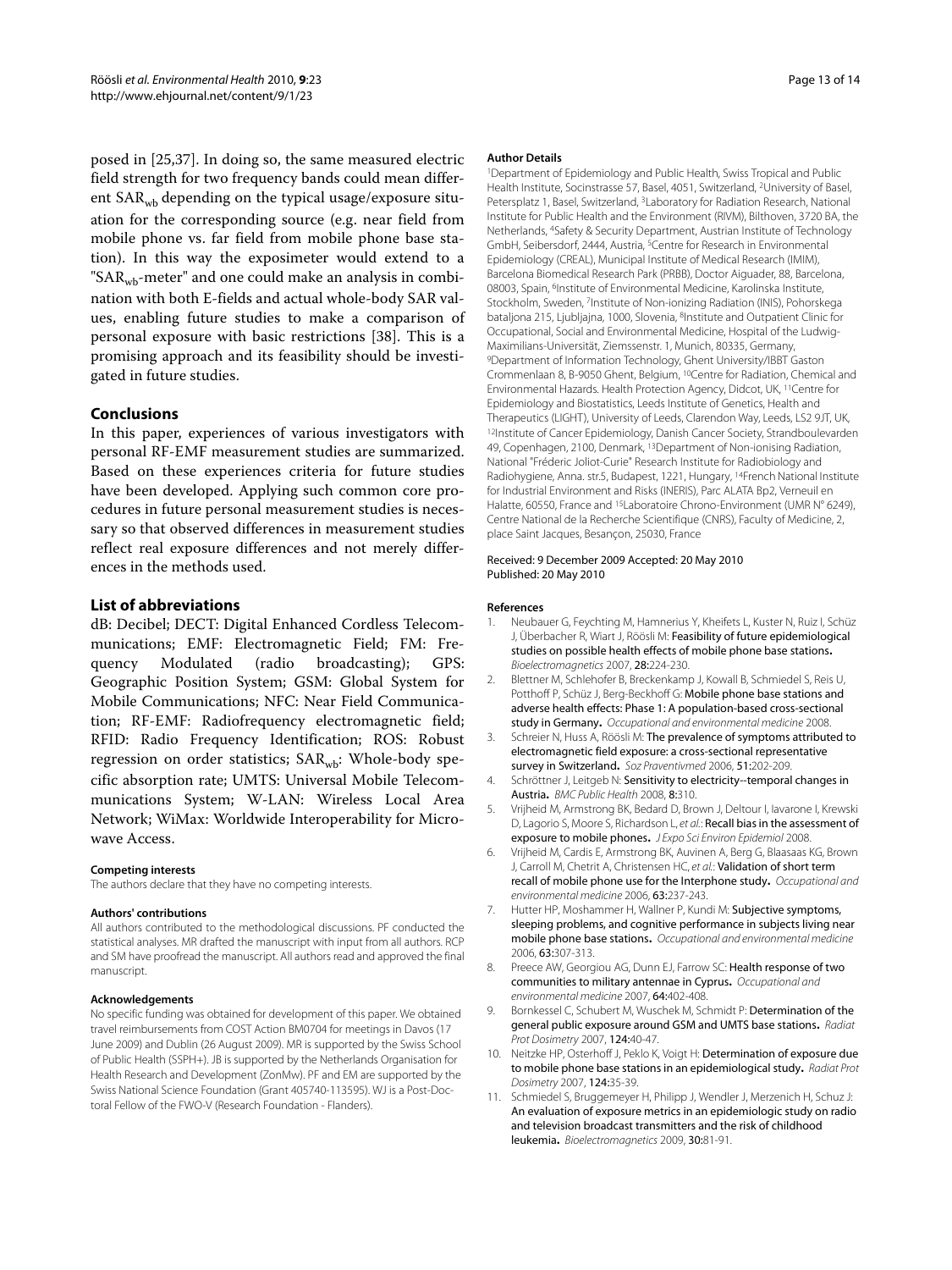posed in [25,37]. In doing so, the same measured electric field strength for two frequency bands could mean different $SAR_{wb}$ depending on the typical usage/exposure situation for the corresponding source (e.g. near field from mobile phone vs. far field from mobile phone base station). In this way the exposimeter would extend to a "$SAR_{wb}$-meter" and one could make an analysis in combination with both E-fields and actual whole-body SAR values, enabling future studies to make a comparison of personal exposure with basic restrictions [38]. This is a promising approach and its feasibility should be investigated in future studies.

## Conclusions

In this paper, experiences of various investigators with personal RF-EMF measurement studies are summarized. Based on these experiences criteria for future studies have been developed. Applying such common core procedures in future personal measurement studies is necessary so that observed differences in measurement studies reflect real exposure differences and not merely differences in the methods used.

## List of abbreviations

dB: Decibel; DECT: Digital Enhanced Cordless Telecommunications; EMF: Electromagnetic Field; FM: Frequency Modulated (radio broadcasting); GPS: Geographic Position System; GSM: Global System for Mobile Communications; NFC: Near Field Communication; RF-EMF: Radiofrequency electromagnetic field; RFID: Radio Frequency Identification; ROS: Robust regression on order statistics; $SAR_{wb}$: Whole-body specific absorption rate; UMTS: Universal Mobile Telecommunications System; W-LAN: Wireless Local Area Network; WiMax: Worldwide Interoperability for Microwave Access.

#### Competing interests

The authors declare that they have no competing interests.

#### Authors' contributions

All authors contributed to the methodological discussions. PF conducted the statistical analyses. MR drafted the manuscript with input from all authors. RCP and SM have proofread the manuscript. All authors read and approved the final manuscript.

#### Acknowledgements

No specific funding was obtained for development of this paper. We obtained travel reimbursements from COST Action BM0704 for meetings in Davos (17 June 2009) and Dublin (26 August 2009). MR is supported by the Swiss School of Public Health (SSPH+). JB is supported by the Netherlands Organisation for Health Research and Development (ZonMw). PF and EM are supported by the Swiss National Science Foundation (Grant 405740-113595). WJ is a Post-Doctoral Fellow of the FWO-V (Research Foundation - Flanders).

#### Author Details

[1]Department of Epidemiology and Public Health, Swiss Tropical and Public Health Institute, Socinstrasse 57, Basel, 4051, Switzerland, [2]University of Basel, Petersplatz 1, Basel, Switzerland, [3]Laboratory for Radiation Research, National Institute for Public Health and the Environment (RIVM), Bilthoven, 3720 BA, the Netherlands, [4]Safety & Security Department, Austrian Institute of Technology GmbH, Seibersdorf, 2444, Austria, [5]Centre for Research in Environmental Epidemiology (CREAL), Municipal Institute of Medical Research (IMIM), Barcelona Biomedical Research Park (PRBB), Doctor Aiguader, 88, Barcelona, 08003, Spain, [6]Institute of Environmental Medicine, Karolinska Institute, Stockholm, Sweden, [7]Institute of Non-ionizing Radiation (INIS), Pohorskega bataljona 215, Ljubljajna, 1000, Slovenia, [8]Institute and Outpatient Clinic for Occupational, Social and Environmental Medicine, Hospital of the Ludwig-Maximilians-Universität, Ziemssenstr. 1, Munich, 80335, Germany, [9]Department of Information Technology, Ghent University/IBBT Gaston Crommenlaan 8, B-9050 Ghent, Belgium, [10]Centre for Radiation, Chemical and Environmental Hazards. Health Protection Agency, Didcot, UK, [11]Centre for Epidemiology and Biostatistics, Leeds Institute of Genetics, Health and Therapeutics (LIGHT), University of Leeds, Clarendon Way, Leeds, LS2 9JT, UK, [12]Institute of Cancer Epidemiology, Danish Cancer Society, Strandboulevarden 49, Copenhagen, 2100, Denmark, [13]Department of Non-ionising Radiation, National "Fréderic Joliot-Curie" Research Institute for Radiobiology and Radiohygiene, Anna. str.5, Budapest, 1221, Hungary, [14]French National Institute for Industrial Environment and Risks (INERIS), Parc ALATA Bp2, Verneuil en Halatte, 60550, France and [15]Laboratoire Chrono-Environment (UMR N° 6249), Centre National de la Recherche Scientifique (CNRS), Faculty of Medicine, 2, place Saint Jacques, Besançon, 25030, France

Received: 9 December 2009 Accepted: 20 May 2010
Published: 20 May 2010

#### References

1. Neubauer G, Feychting M, Hamnerius Y, Kheifets L, Kuster N, Ruiz I, Schüz J, Überbacher R, Wiart J, Röösli M: **Feasibility of future epidemiological studies on possible health effects of mobile phone base stations.** *Bioelectromagnetics* 2007, **28:**224-230.
2. Blettner M, Schlehofer B, Breckenkamp J, Kowall B, Schmiedel S, Reis U, Potthoff P, Schüz J, Berg-Beckhoff G: **Mobile phone base stations and adverse health effects: Phase 1: A population-based cross-sectional study in Germany.** *Occupational and environmental medicine* 2008.
3. Schreier N, Huss A, Röösli M: **The prevalence of symptoms attributed to electromagnetic field exposure: a cross-sectional representative survey in Switzerland.** *Soz Praventivmed* 2006, **51:**202-209.
4. Schröttner J, Leitgeb N: **Sensitivity to electricity--temporal changes in Austria.** *BMC Public Health* 2008, **8:**310.
5. Vrijheid M, Armstrong BK, Bedard D, Brown J, Deltour I, Iavarone I, Krewski D, Lagorio S, Moore S, Richardson L, *et al.*: **Recall bias in the assessment of exposure to mobile phones.** *J Expo Sci Environ Epidemiol* 2008.
6. Vrijheid M, Cardis E, Armstrong BK, Auvinen A, Berg G, Blaasaas KG, Brown J, Carroll M, Chetrit A, Christensen HC, *et al.*: **Validation of short term recall of mobile phone use for the Interphone study.** *Occupational and environmental medicine* 2006, **63:**237-243.
7. Hutter HP, Moshammer H, Wallner P, Kundi M: **Subjective symptoms, sleeping problems, and cognitive performance in subjects living near mobile phone base stations.** *Occupational and environmental medicine* 2006, **63:**307-313.
8. Preece AW, Georgiou AG, Dunn EJ, Farrow SC: **Health response of two communities to military antennae in Cyprus.** *Occupational and environmental medicine* 2007, **64:**402-408.
9. Bornkessel C, Schubert M, Wuschek M, Schmidt P: **Determination of the general public exposure around GSM and UMTS base stations.** *Radiat Prot Dosimetry* 2007, **124:**40-47.
10. Neitzke HP, Osterhoff J, Peklo K, Voigt H: **Determination of exposure due to mobile phone base stations in an epidemiological study.** *Radiat Prot Dosimetry* 2007, **124:**35-39.
11. Schmiedel S, Bruggemeyer H, Philipp J, Wendler J, Merzenich H, Schuz J: **An evaluation of exposure metrics in an epidemiologic study on radio and television broadcast transmitters and the risk of childhood leukemia.** *Bioelectromagnetics* 2009, **30:**81-91.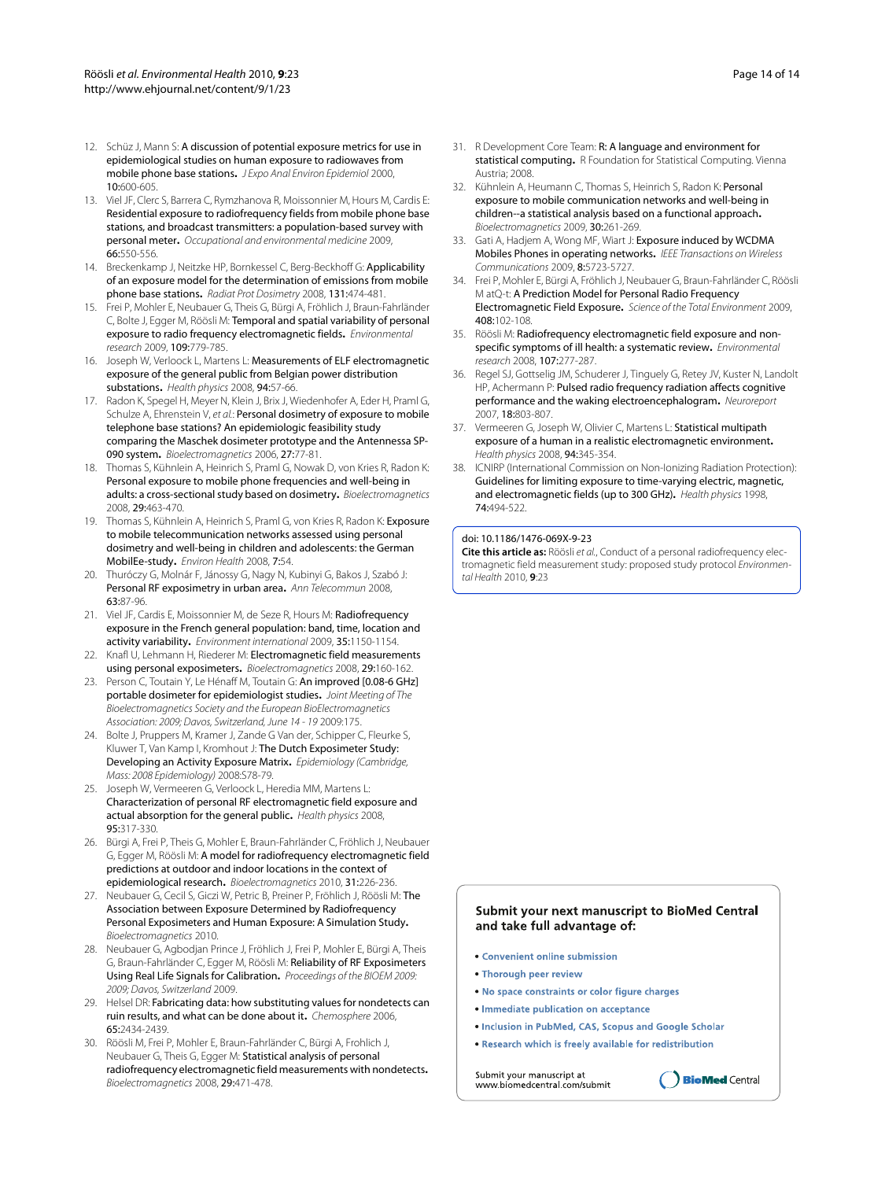12. Schüz J, Mann S: **A discussion of potential exposure metrics for use in epidemiological studies on human exposure to radiowaves from mobile phone base stations.** *J Expo Anal Environ Epidemiol* 2000, **10**:600-605.
13. Viel JF, Clerc S, Barrera C, Rymzhanova R, Moissonnier M, Hours M, Cardis E: **Residential exposure to radiofrequency fields from mobile phone base stations, and broadcast transmitters: a population-based survey with personal meter.** *Occupational and environmental medicine* 2009, **66**:550-556.
14. Breckenkamp J, Neitzke HP, Bornkessel C, Berg-Beckhoff G: **Applicability of an exposure model for the determination of emissions from mobile phone base stations.** *Radiat Prot Dosimetry* 2008, **131**:474-481.
15. Frei P, Mohler E, Neubauer G, Theis G, Bürgi A, Fröhlich J, Braun-Fahrländer C, Bolte J, Egger M, Röösli M: **Temporal and spatial variability of personal exposure to radio frequency electromagnetic fields.** *Environmental research* 2009, **109**:779-785.
16. Joseph W, Verloock L, Martens L: **Measurements of ELF electromagnetic exposure of the general public from Belgian power distribution substations.** *Health physics* 2008, **94**:57-66.
17. Radon K, Spegel H, Meyer N, Klein J, Brix J, Wiedenhofer A, Eder H, Praml G, Schulze A, Ehrenstein V, *et al.*: **Personal dosimetry of exposure to mobile telephone base stations? An epidemiologic feasibility study comparing the Maschek dosimeter prototype and the Antennessa SP-090 system.** *Bioelectromagnetics* 2006, **27**:77-81.
18. Thomas S, Kühnlein A, Heinrich S, Praml G, Nowak D, von Kries R, Radon K: **Personal exposure to mobile phone frequencies and well-being in adults: a cross-sectional study based on dosimetry.** *Bioelectromagnetics* 2008, **29**:463-470.
19. Thomas S, Kühnlein A, Heinrich S, Praml G, von Kries R, Radon K: **Exposure to mobile telecommunication networks assessed using personal dosimetry and well-being in children and adolescents: the German MobilEe-study.** *Environ Health* 2008, **7**:54.
20. Thuróczy G, Molnár F, Jánossy G, Nagy N, Kubinyi G, Bakos J, Szabó J: **Personal RF exposimetry in urban area.** *Ann Telecommun* 2008, **63**:87-96.
21. Viel JF, Cardis E, Moissonnier M, de Seze R, Hours M: **Radiofrequency exposure in the French general population: band, time, location and activity variability.** *Environment international* 2009, **35**:1150-1154.
22. Knafl U, Lehmann H, Riederer M: **Electromagnetic field measurements using personal exposimeters.** *Bioelectromagnetics* 2008, **29**:160-162.
23. Person C, Toutain Y, Le Hénaff M, Toutain G: **An improved [0.08-6 GHz] portable dosimeter for epidemiologist studies.** *Joint Meeting of The Bioelectromagnetics Society and the European BioElectromagnetics Association: 2009; Davos, Switzerland, June 14 - 19* 2009:175.
24. Bolte J, Pruppers M, Kramer J, Zande G Van der, Schipper C, Fleurke S, Kluwer T, Van Kamp I, Kromhout J: **The Dutch Exposimeter Study: Developing an Activity Exposure Matrix.** *Epidemiology (Cambridge, Mass: 2008 Epidemiology)* 2008:S78-79.
25. Joseph W, Vermeeren G, Verloock L, Heredia MM, Martens L: **Characterization of personal RF electromagnetic field exposure and actual absorption for the general public.** *Health physics* 2008, **95**:317-330.
26. Bürgi A, Frei P, Theis G, Mohler E, Braun-Fahrländer C, Fröhlich J, Neubauer G, Egger M, Röösli M: **A model for radiofrequency electromagnetic field predictions at outdoor and indoor locations in the context of epidemiological research.** *Bioelectromagnetics* 2010, **31**:226-236.
27. Neubauer G, Cecil S, Giczi W, Petric B, Preiner P, Fröhlich J, Röösli M: **The Association between Exposure Determined by Radiofrequency Personal Exposimeters and Human Exposure: A Simulation Study.** *Bioelectromagnetics* 2010.
28. Neubauer G, Agbodjan Prince J, Fröhlich J, Frei P, Mohler E, Bürgi A, Theis G, Braun-Fahrländer C, Egger M, Röösli M: **Reliability of RF Exposimeters Using Real Life Signals for Calibration.** *Proceedings of the BIOEM 2009: 2009; Davos, Switzerland* 2009.
29. Helsel DR: **Fabricating data: how substituting values for nondetects can ruin results, and what can be done about it.** *Chemosphere* 2006, **65**:2434-2439.
30. Röösli M, Frei P, Mohler E, Braun-Fahrländer C, Bürgi A, Frohlich J, Neubauer G, Theis G, Egger M: **Statistical analysis of personal radiofrequency electromagnetic field measurements with nondetects.** *Bioelectromagnetics* 2008, **29**:471-478.
31. R Development Core Team: **R: A language and environment for statistical computing.** R Foundation for Statistical Computing. Vienna Austria; 2008.
32. Kühnlein A, Heumann C, Thomas S, Heinrich S, Radon K: **Personal exposure to mobile communication networks and well-being in children--a statistical analysis based on a functional approach.** *Bioelectromagnetics* 2009, **30**:261-269.
33. Gati A, Hadjem A, Wong MF, Wiart J: **Exposure induced by WCDMA Mobiles Phones in operating networks.** *IEEE Transactions on Wireless Communications* 2009, **8**:5723-5727.
34. Frei P, Mohler E, Bürgi A, Fröhlich J, Neubauer G, Braun-Fahrländer C, Röösli M atQ-t: **A Prediction Model for Personal Radio Frequency Electromagnetic Field Exposure.** *Science of the Total Environment* 2009, **408**:102-108.
35. Röösli M: **Radiofrequency electromagnetic field exposure and non-specific symptoms of ill health: a systematic review.** *Environmental research* 2008, **107**:277-287.
36. Regel SJ, Gottselig JM, Schuderer J, Tinguely G, Retey JV, Kuster N, Landolt HP, Achermann P: **Pulsed radio frequency radiation affects cognitive performance and the waking electroencephalogram.** *Neuroreport* 2007, **18**:803-807.
37. Vermeeren G, Joseph W, Olivier C, Martens L: **Statistical multipath exposure of a human in a realistic electromagnetic environment.** *Health physics* 2008, **94**:345-354.
38. ICNIRP (International Commission on Non-Ionizing Radiation Protection): **Guidelines for limiting exposure to time-varying electric, magnetic, and electromagnetic fields (up to 300 GHz).** *Health physics* 1998, **74**:494-522.

doi: 10.1186/1476-069X-9-23

**Cite this article as:** Röösli *et al.*, Conduct of a personal radiofrequency electromagnetic field measurement study: proposed study protocol *Environmental Health* 2010, **9**:23